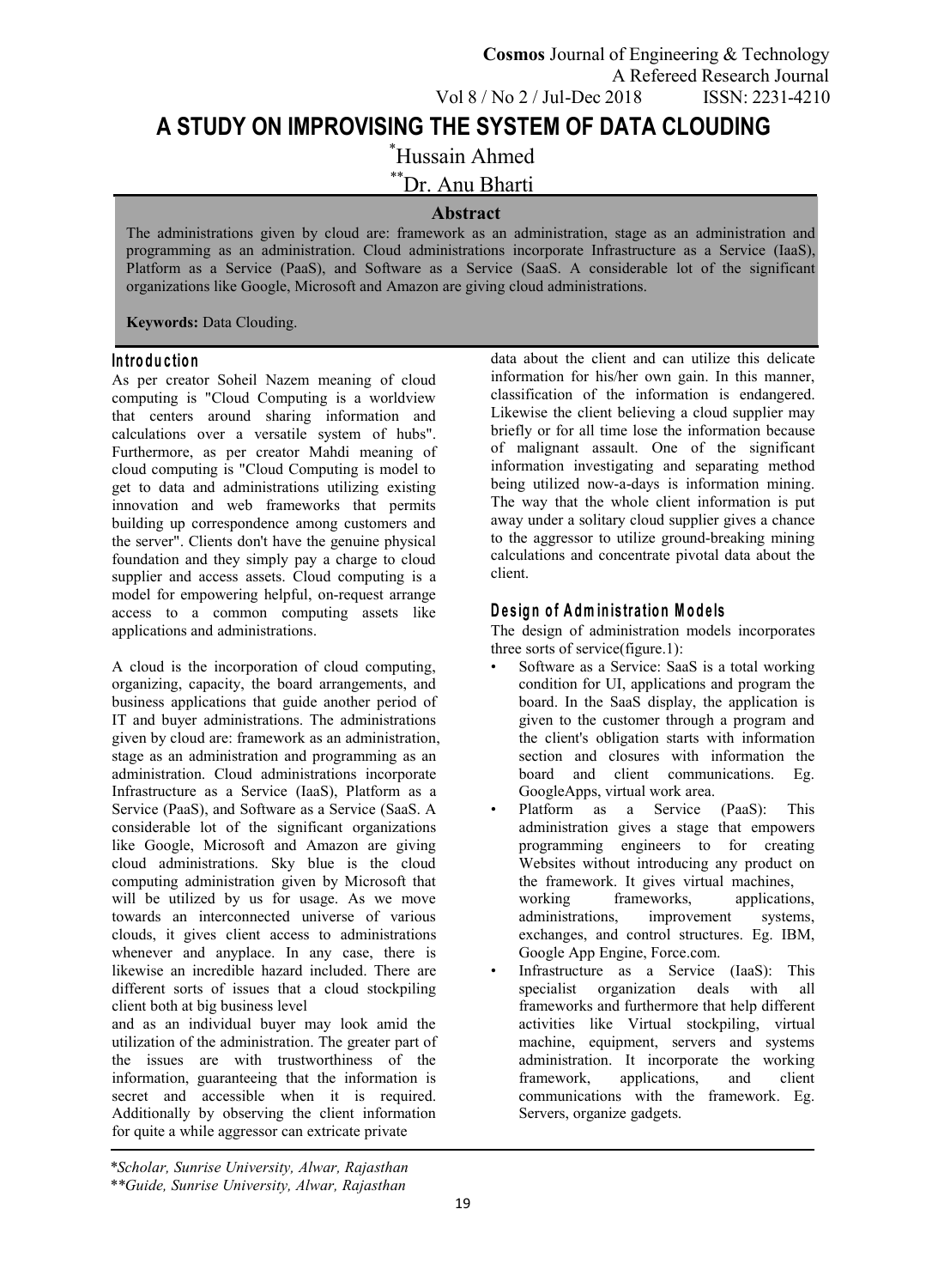# A STUDY ON IMPROVISING THE SYSTEM OF DATA CLOUDING

*Hussain Ahmed

**Dr. Anu Bharti

## Abstract

The administrations given by cloud are: framework as an administration, stage as an administration and programming as an administration. Cloud administrations incorporate Infrastructure as a Service (IaaS), Platform as a Service (PaaS), and Software as a Service (SaaS. A considerable lot of the significant organizations like Google, Microsoft and Amazon are giving cloud administrations.

**Keywords:** Data Clouding.

## Introduction

As per creator Soheil Nazem meaning of cloud computing is "Cloud Computing is a worldview that centers around sharing information and calculations over a versatile system of hubs". Furthermore, as per creator Mahdi meaning of cloud computing is "Cloud Computing is model to get to data and administrations utilizing existing innovation and web frameworks that permits building up correspondence among customers and the server". Clients don't have the genuine physical foundation and they simply pay a charge to cloud supplier and access assets. Cloud computing is a model for empowering helpful, on-request arrange access to a common computing assets like applications and administrations.

A cloud is the incorporation of cloud computing, organizing, capacity, the board arrangements, and business applications that guide another period of IT and buyer administrations. The administrations given by cloud are: framework as an administration, stage as an administration and programming as an administration. Cloud administrations incorporate Infrastructure as a Service (IaaS), Platform as a Service (PaaS), and Software as a Service (SaaS. A considerable lot of the significant organizations like Google, Microsoft and Amazon are giving cloud administrations. Sky blue is the cloud computing administration given by Microsoft that will be utilized by us for usage. As we move towards an interconnected universe of various clouds, it gives client access to administrations whenever and anyplace. In any case, there is likewise an incredible hazard included. There are different sorts of issues that a cloud stockpiling client both at big business level

and as an individual buyer may look amid the utilization of the administration. The greater part of the issues are with trustworthiness of the information, guaranteeing that the information is secret and accessible when it is required. Additionally by observing the client information for quite a while aggressor can extricate private data about the client and can utilize this delicate information for his/her own gain. In this manner, classification of the information is endangered. Likewise the client believing a cloud supplier may briefly or for all time lose the information because of malignant assault. One of the significant information investigating and separating method being utilized now-a-days is information mining. The way that the whole client information is put away under a solitary cloud supplier gives a chance to the aggressor to utilize ground-breaking mining calculations and concentrate pivotal data about the client.

## Design of Administration Models

The design of administration models incorporates three sorts of service(figure.1):

- Software as a Service: SaaS is a total working condition for UI, applications and program the board. In the SaaS display, the application is given to the customer through a program and the client's obligation starts with information section and closures with information the board and client communications. Eg. GoogleApps, virtual work area.
- Platform as a Service (PaaS): This administration gives a stage that empowers programming engineers to for creating Websites without introducing any product on the framework. It gives virtual machines, working frameworks, applications, administrations, improvement systems, exchanges, and control structures. Eg. IBM, Google App Engine, Force.com.
- Infrastructure as a Service (IaaS): This specialist organization deals with all frameworks and furthermore that help different activities like Virtual stockpiling, virtual machine, equipment, servers and systems administration. It incorporate the working framework, applications, and client communications with the framework. Eg. Servers, organize gadgets.

*Scholar, Sunrise University, Alwar, Rajasthan

**Guide, Sunrise University, Alwar, Rajasthan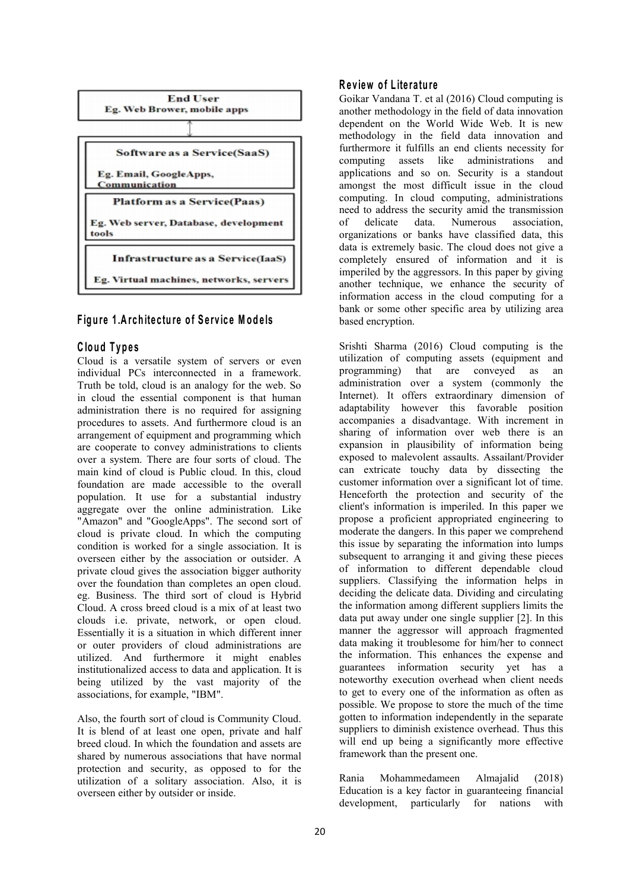End User
Eg. Web Brower, mobile apps

Software as a Service(SaaS)
Eg. Email, GoogleApps, Communication

Platform as a Service(Paas)
Eg. Web server, Database, development tools

Infrastructure as a Service(IaaS)
Eg. Virtual machines, networks, servers

**Figure 1.Architecture of Service Models**

## Cloud Types

Cloud is a versatile system of servers or even individual PCs interconnected in a framework. Truth be told, cloud is an analogy for the web. So in cloud the essential component is that human administration there is no required for assigning procedures to assets. And furthermore cloud is an arrangement of equipment and programming which are cooperate to convey administrations to clients over a system. There are four sorts of cloud. The main kind of cloud is Public cloud. In this, cloud foundation are made accessible to the overall population. It use for a substantial industry aggregate over the online administration. Like "Amazon" and "GoogleApps". The second sort of cloud is private cloud. In which the computing condition is worked for a single association. It is overseen either by the association or outsider. A private cloud gives the association bigger authority over the foundation than completes an open cloud. eg. Business. The third sort of cloud is Hybrid Cloud. A cross breed cloud is a mix of at least two clouds i.e. private, network, or open cloud. Essentially it is a situation in which different inner or outer providers of cloud administrations are utilized. And furthermore it might enables institutionalized access to data and application. It is being utilized by the vast majority of the associations, for example, "IBM".

Also, the fourth sort of cloud is Community Cloud. It is blend of at least one open, private and half breed cloud. In which the foundation and assets are shared by numerous associations that have normal protection and security, as opposed to for the utilization of a solitary association. Also, it is overseen either by outsider or inside.

## Review of Literature

Goikar Vandana T. et al (2016) Cloud computing is another methodology in the field of data innovation dependent on the World Wide Web. It is new methodology in the field data innovation and furthermore it fulfills an end clients necessity for computing assets like administrations and applications and so on. Security is a standout amongst the most difficult issue in the cloud computing. In cloud computing, administrations need to address the security amid the transmission of delicate data. Numerous association, organizations or banks have classified data, this data is extremely basic. The cloud does not give a completely ensured of information and it is imperiled by the aggressors. In this paper by giving another technique, we enhance the security of information access in the cloud computing for a bank or some other specific area by utilizing area based encryption.

Srishti Sharma (2016) Cloud computing is the utilization of computing assets (equipment and programming) that are conveyed as an administration over a system (commonly the Internet). It offers extraordinary dimension of adaptability however this favorable position accompanies a disadvantage. With increment in sharing of information over web there is an expansion in plausibility of information being exposed to malevolent assaults. Assailant/Provider can extricate touchy data by dissecting the customer information over a significant lot of time. Henceforth the protection and security of the client's information is imperiled. In this paper we propose a proficient appropriated engineering to moderate the dangers. In this paper we comprehend this issue by separating the information into lumps subsequent to arranging it and giving these pieces of information to different dependable cloud suppliers. Classifying the information helps in deciding the delicate data. Dividing and circulating the information among different suppliers limits the data put away under one single supplier [2]. In this manner the aggressor will approach fragmented data making it troublesome for him/her to connect the information. This enhances the expense and guarantees information security yet has a noteworthy execution overhead when client needs to get to every one of the information as often as possible. We propose to store the much of the time gotten to information independently in the separate suppliers to diminish existence overhead. Thus this will end up being a significantly more effective framework than the present one.

Rania Mohammedameen Almajalid (2018) Education is a key factor in guaranteeing financial development, particularly for nations with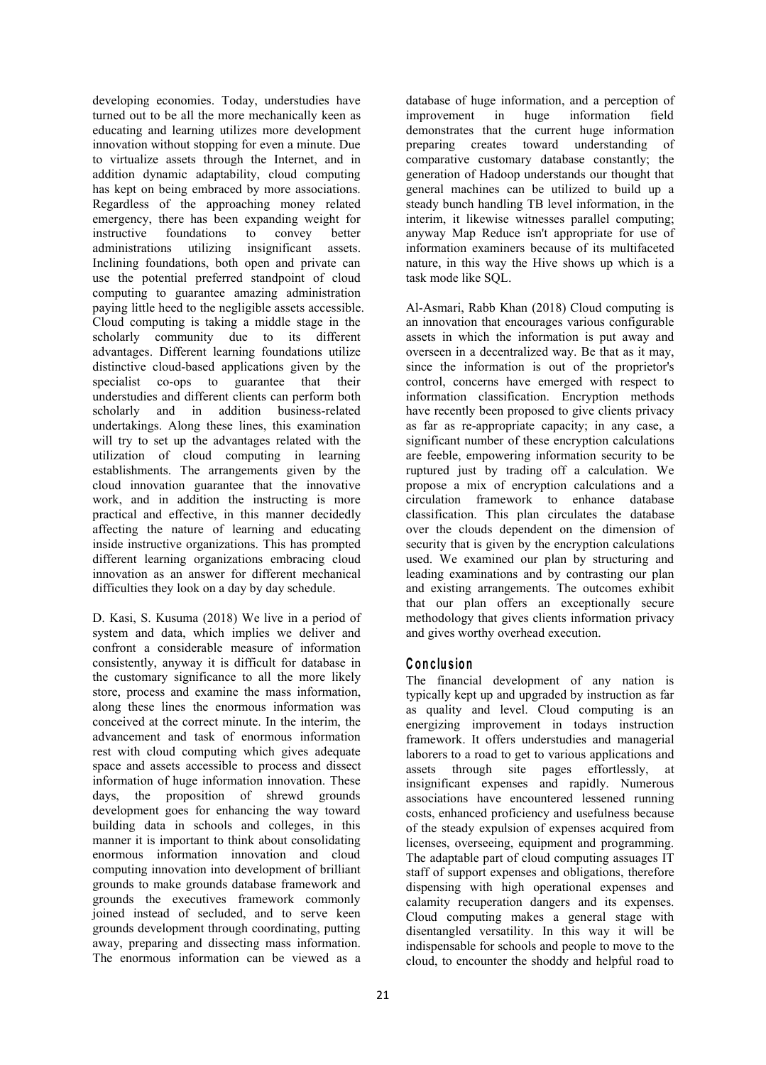developing economies. Today, understudies have turned out to be all the more mechanically keen as educating and learning utilizes more development innovation without stopping for even a minute. Due to virtualize assets through the Internet, and in addition dynamic adaptability, cloud computing has kept on being embraced by more associations. Regardless of the approaching money related emergency, there has been expanding weight for instructive foundations to convey better administrations utilizing insignificant assets. Inclining foundations, both open and private can use the potential preferred standpoint of cloud computing to guarantee amazing administration paying little heed to the negligible assets accessible. Cloud computing is taking a middle stage in the scholarly community due to its different advantages. Different learning foundations utilize distinctive cloud-based applications given by the specialist co-ops to guarantee that their understudies and different clients can perform both scholarly and in addition business-related undertakings. Along these lines, this examination will try to set up the advantages related with the utilization of cloud computing in learning establishments. The arrangements given by the cloud innovation guarantee that the innovative work, and in addition the instructing is more practical and effective, in this manner decidedly affecting the nature of learning and educating inside instructive organizations. This has prompted different learning organizations embracing cloud innovation as an answer for different mechanical difficulties they look on a day by day schedule.

D. Kasi, S. Kusuma (2018) We live in a period of system and data, which implies we deliver and confront a considerable measure of information consistently, anyway it is difficult for database in the customary significance to all the more likely store, process and examine the mass information, along these lines the enormous information was conceived at the correct minute. In the interim, the advancement and task of enormous information rest with cloud computing which gives adequate space and assets accessible to process and dissect information of huge information innovation. These days, the proposition of shrewd grounds development goes for enhancing the way toward building data in schools and colleges, in this manner it is important to think about consolidating enormous information innovation and cloud computing innovation into development of brilliant grounds to make grounds database framework and grounds the executives framework commonly joined instead of secluded, and to serve keen grounds development through coordinating, putting away, preparing and dissecting mass information. The enormous information can be viewed as a database of huge information, and a perception of improvement in huge information field demonstrates that the current huge information preparing creates toward understanding of comparative customary database constantly; the generation of Hadoop understands our thought that general machines can be utilized to build up a steady bunch handling TB level information, in the interim, it likewise witnesses parallel computing; anyway Map Reduce isn't appropriate for use of information examiners because of its multifaceted nature, in this way the Hive shows up which is a task mode like SQL.

Al-Asmari, Rabb Khan (2018) Cloud computing is an innovation that encourages various configurable assets in which the information is put away and overseen in a decentralized way. Be that as it may, since the information is out of the proprietor's control, concerns have emerged with respect to information classification. Encryption methods have recently been proposed to give clients privacy as far as re-appropriate capacity; in any case, a significant number of these encryption calculations are feeble, empowering information security to be ruptured just by trading off a calculation. We propose a mix of encryption calculations and a circulation framework to enhance database classification. This plan circulates the database over the clouds dependent on the dimension of security that is given by the encryption calculations used. We examined our plan by structuring and leading examinations and by contrasting our plan and existing arrangements. The outcomes exhibit that our plan offers an exceptionally secure methodology that gives clients information privacy and gives worthy overhead execution.

## Conclusion

The financial development of any nation is typically kept up and upgraded by instruction as far as quality and level. Cloud computing is an energizing improvement in todays instruction framework. It offers understudies and managerial laborers to a road to get to various applications and assets through site pages effortlessly, at insignificant expenses and rapidly. Numerous associations have encountered lessened running costs, enhanced proficiency and usefulness because of the steady expulsion of expenses acquired from licenses, overseeing, equipment and programming. The adaptable part of cloud computing assuages IT staff of support expenses and obligations, therefore dispensing with high operational expenses and calamity recuperation dangers and its expenses. Cloud computing makes a general stage with disentangled versatility. In this way it will be indispensable for schools and people to move to the cloud, to encounter the shoddy and helpful road to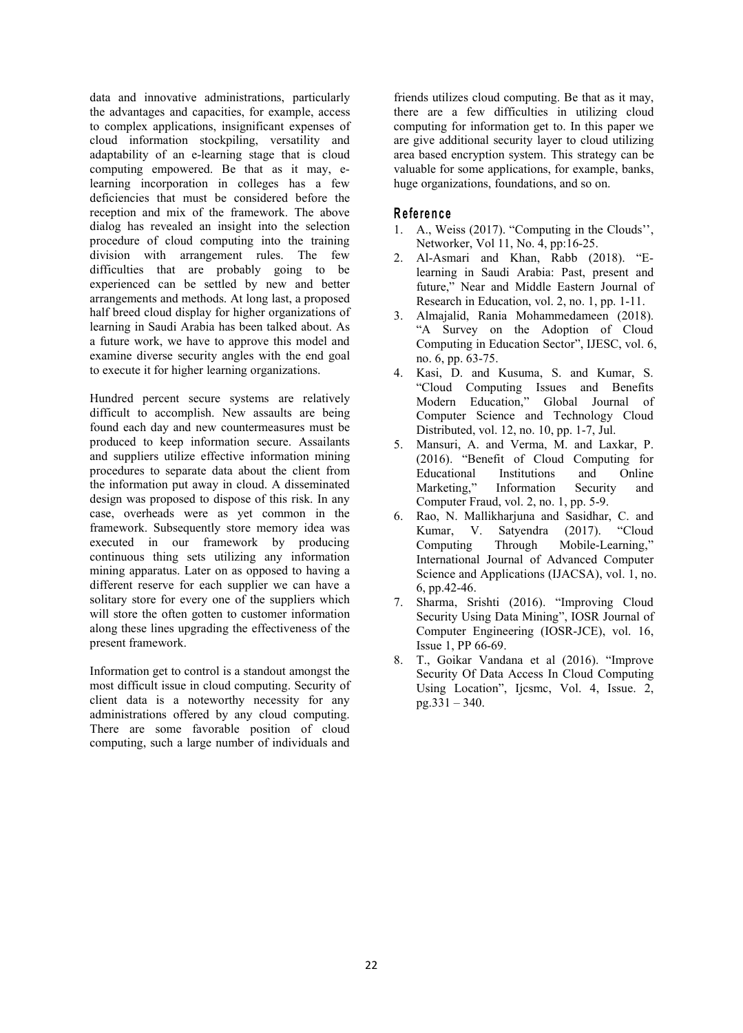data and innovative administrations, particularly the advantages and capacities, for example, access to complex applications, insignificant expenses of cloud information stockpiling, versatility and adaptability of an e-learning stage that is cloud computing empowered. Be that as it may, e-learning incorporation in colleges has a few deficiencies that must be considered before the reception and mix of the framework. The above dialog has revealed an insight into the selection procedure of cloud computing into the training division with arrangement rules. The few difficulties that are probably going to be experienced can be settled by new and better arrangements and methods. At long last, a proposed half breed cloud display for higher organizations of learning in Saudi Arabia has been talked about. As a future work, we have to approve this model and examine diverse security angles with the end goal to execute it for higher learning organizations.

Hundred percent secure systems are relatively difficult to accomplish. New assaults are being found each day and new countermeasures must be produced to keep information secure. Assailants and suppliers utilize effective information mining procedures to separate data about the client from the information put away in cloud. A disseminated design was proposed to dispose of this risk. In any case, overheads were as yet common in the framework. Subsequently store memory idea was executed in our framework by producing continuous thing sets utilizing any information mining apparatus. Later on as opposed to having a different reserve for each supplier we can have a solitary store for every one of the suppliers which will store the often gotten to customer information along these lines upgrading the effectiveness of the present framework.

Information get to control is a standout amongst the most difficult issue in cloud computing. Security of client data is a noteworthy necessity for any administrations offered by any cloud computing. There are some favorable position of cloud computing, such a large number of individuals and friends utilizes cloud computing. Be that as it may, there are a few difficulties in utilizing cloud computing for information get to. In this paper we are give additional security layer to cloud utilizing area based encryption system. This strategy can be valuable for some applications, for example, banks, huge organizations, foundations, and so on.

## Reference

1. A., Weiss (2017). "Computing in the Clouds'', Networker, Vol 11, No. 4, pp:16-25.
2. Al-Asmari and Khan, Rabb (2018). "E-learning in Saudi Arabia: Past, present and future," Near and Middle Eastern Journal of Research in Education, vol. 2, no. 1, pp. 1-11.
3. Almajalid, Rania Mohammedameen (2018). "A Survey on the Adoption of Cloud Computing in Education Sector", IJESC, vol. 6, no. 6, pp. 63-75.
4. Kasi, D. and Kusuma, S. and Kumar, S. "Cloud Computing Issues and Benefits Modern Education," Global Journal of Computer Science and Technology Cloud Distributed, vol. 12, no. 10, pp. 1-7, Jul.
5. Mansuri, A. and Verma, M. and Laxkar, P. (2016). "Benefit of Cloud Computing for Educational Institutions and Online Marketing," Information Security and Computer Fraud, vol. 2, no. 1, pp. 5-9.
6. Rao, N. Mallikharjuna and Sasidhar, C. and Kumar, V. Satyendra (2017). "Cloud Computing Through Mobile-Learning," International Journal of Advanced Computer Science and Applications (IJACSA), vol. 1, no. 6, pp.42-46.
7. Sharma, Srishti (2016). "Improving Cloud Security Using Data Mining", IOSR Journal of Computer Engineering (IOSR-JCE), vol. 16, Issue 1, PP 66-69.
8. T., Goikar Vandana et al (2016). "Improve Security Of Data Access In Cloud Computing Using Location", Ijcsmc, Vol. 4, Issue. 2, pg.331 – 340.